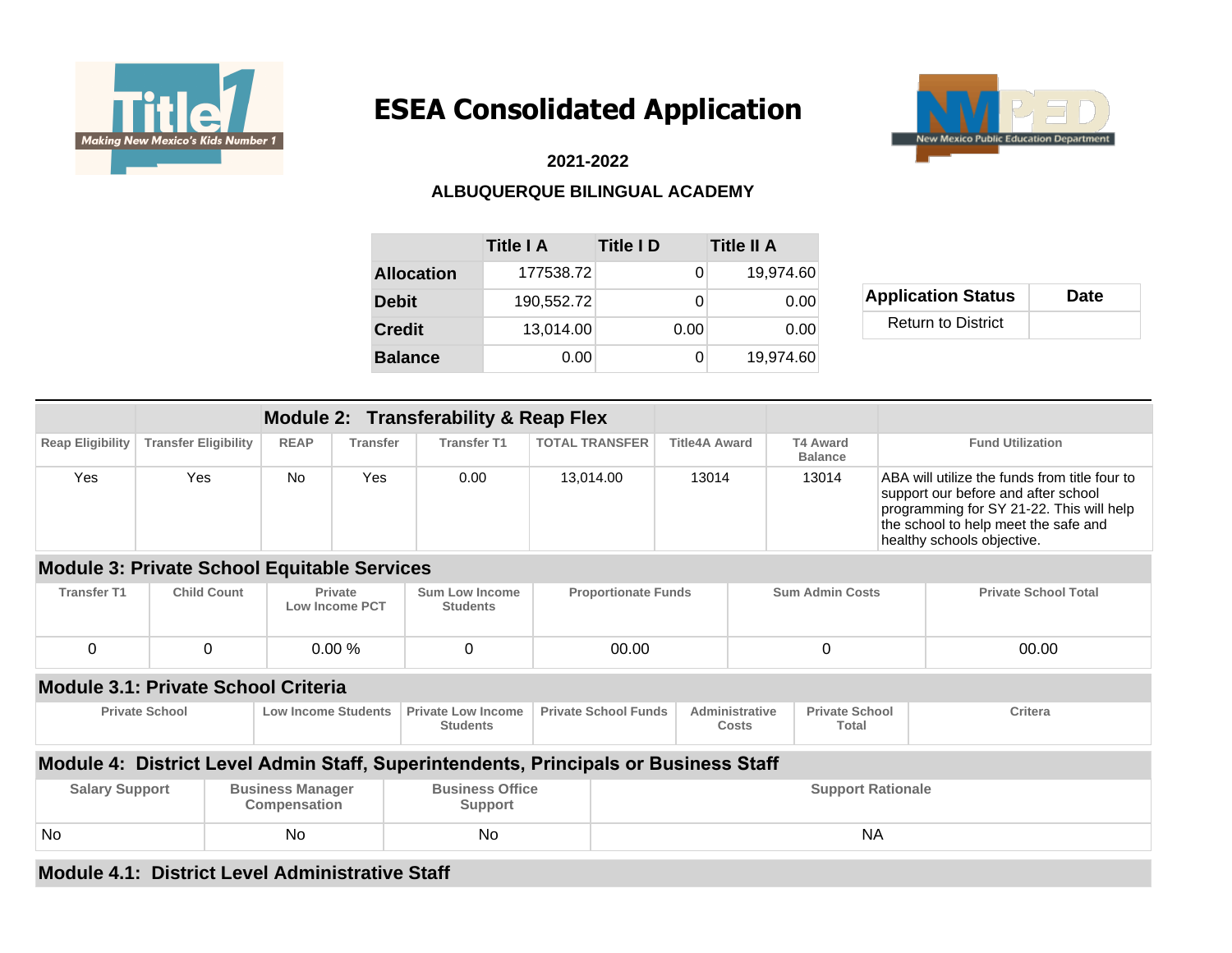# ESEA Consolidated Application

**2021-2022**

**ALBUQUERQUE BILINGUAL ACADEMY**

| | Title I A | Title I D | Title II A |
|---|---|---|---|
| **Allocation** | 177538.72 | 0 | 19,974.60 |
| **Debit** | 190,552.72 | 0 | 0.00 |
| **Credit** | 13,014.00 | 0.00 | 0.00 |
| **Balance** | 0.00 | 0 | 19,974.60 |

| Application Status | Date |
|---|---|
| Return to District | |

## Module 2: Transferability & Reap Flex

| Reap Eligibility | Transfer Eligibility | REAP | Transfer | Transfer T1 | TOTAL TRANSFER | Title4A Award | T4 Award Balance | Fund Utilization |
|---|---|---|---|---|---|---|---|---|
| Yes | Yes | No | Yes | 0.00 | 13,014.00 | 13014 | 13014 | ABA will utilize the funds from title four to support our before and after school programming for SY 21-22. This will help the school to help meet the safe and healthy schools objective. |

## Module 3: Private School Equitable Services

| Transfer T1 | Child Count | Private Low Income PCT | Sum Low Income Students | Proportionate Funds | Sum Admin Costs | Private School Total |
|---|---|---|---|---|---|---|
| 0 | 0 | 0.00 % | 0 | 00.00 | 0 | 00.00 |

## Module 3.1: Private School Criteria

| Private School | Low Income Students | Private Low Income Students | Private School Funds | Administrative Costs | Private School Total | Critera |
|---|---|---|---|---|---|---|

## Module 4: District Level Admin Staff, Superintendents, Principals or Business Staff

| Salary Support | Business Manager Compensation | Business Office Support | Support Rationale |
|---|---|---|---|
| No | No | No | NA |

## Module 4.1: District Level Administrative Staff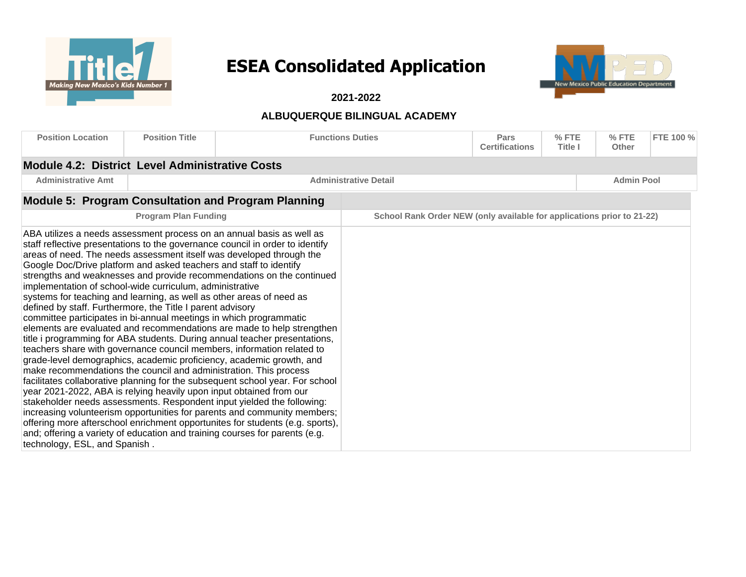# ESEA Consolidated Application

**2021-2022**

**ALBUQUERQUE BILINGUAL ACADEMY**

| Position Location | Position Title | Functions Duties | Pars Certifications | % FTE Title I | % FTE Other | FTE 100 % |
|---|---|---|---|---|---|---|

## Module 4.2: District Level Administrative Costs

| Administrative Amt | Administrative Detail | Admin Pool |
|---|---|---|

## Module 5: Program Consultation and Program Planning

| Program Plan Funding | School Rank Order NEW (only available for applications prior to 21-22) |
|---|---|
| ABA utilizes a needs assessment process on an annual basis as well as staff reflective presentations to the governance council in order to identify areas of need. The needs assessment itself was developed through the Google Doc/Drive platform and asked teachers and staff to identify strengths and weaknesses and provide recommendations on the continued implementation of school-wide curriculum, administrative systems for teaching and learning, as well as other areas of need as defined by staff. Furthermore, the Title I parent advisory committee participates in bi-annual meetings in which programmatic elements are evaluated and recommendations are made to help strengthen title i programming for ABA students. During annual teacher presentations, teachers share with governance council members, information related to grade-level demographics, academic proficiency, academic growth, and make recommendations the council and administration. This process facilitates collaborative planning for the subsequent school year. For school year 2021-2022, ABA is relying heavily upon input obtained from our stakeholder needs assessments. Respondent input yielded the following: increasing volunteerism opportunities for parents and community members; offering more afterschool enrichment opportunites for students (e.g. sports), and; offering a variety of education and training courses for parents (e.g. technology, ESL, and Spanish . | |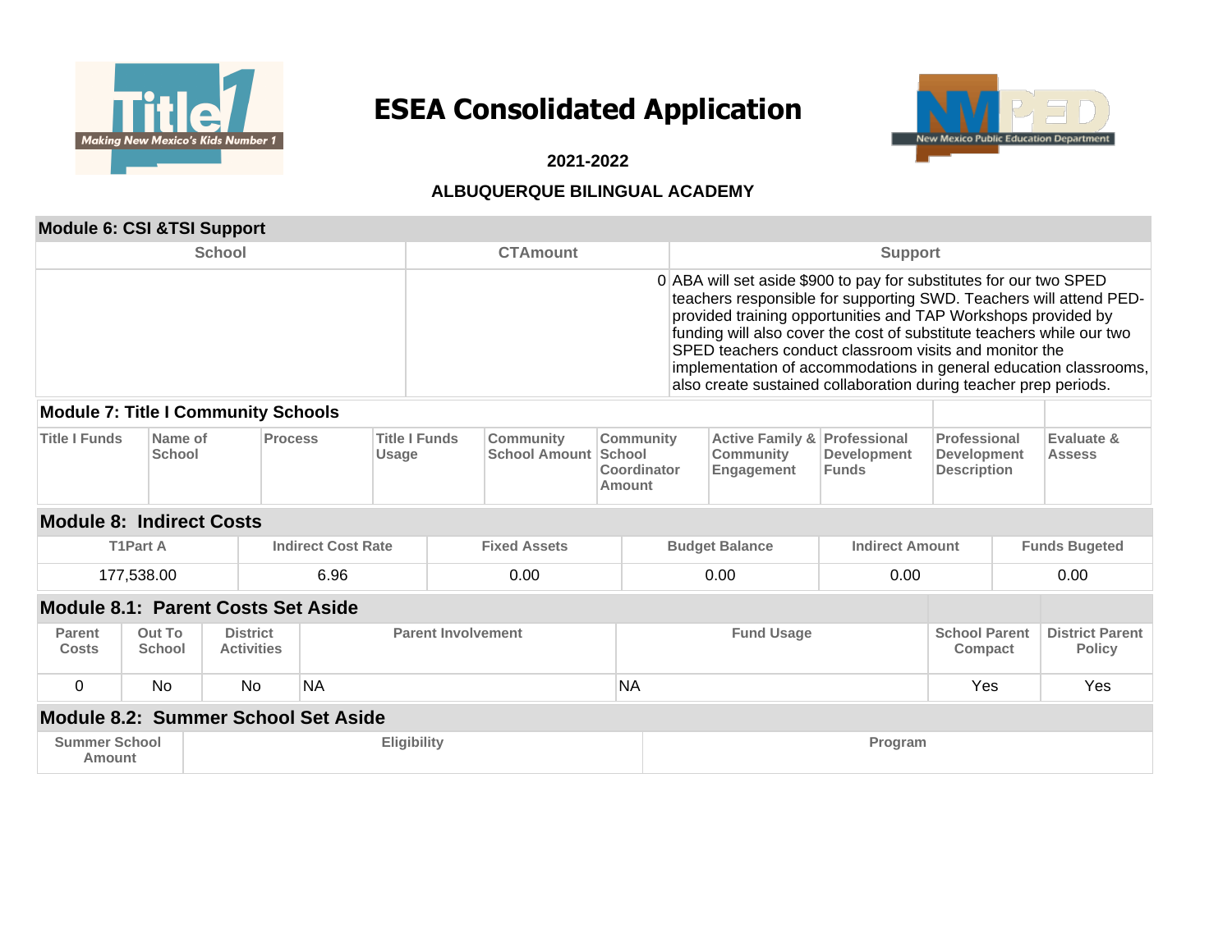# ESEA Consolidated Application

**2021-2022**

**ALBUQUERQUE BILINGUAL ACADEMY**

## Module 6: CSI &TSI Support

| School | CTAmount | Support |
|---|---|---|
| | 0 | ABA will set aside $900 to pay for substitutes for our two SPED teachers responsible for supporting SWD. Teachers will attend PED-provided training opportunities and TAP Workshops provided by funding will also cover the cost of substitute teachers while our two SPED teachers conduct classroom visits and monitor the implementation of accommodations in general education classrooms, also create sustained collaboration during teacher prep periods. |

## Module 7: Title I Community Schools

| Title I Funds | Name of School | Process | Title I Funds Usage | Community School Amount | Community School Coordinator Amount | Active Family & Community Engagement | Professional Development Funds | Professional Development Description | Evaluate & Assess |
|---|---|---|---|---|---|---|---|---|---|

## Module 8: Indirect Costs

| T1Part A | Indirect Cost Rate | Fixed Assets | Budget Balance | Indirect Amount | Funds Bugeted |
|---|---|---|---|---|---|
| 177,538.00 | 6.96 | 0.00 | 0.00 | 0.00 | 0.00 |

## Module 8.1: Parent Costs Set Aside

| Parent Costs | Out To School | District Activities | Parent Involvement | Fund Usage | School Parent Compact | District Parent Policy |
|---|---|---|---|---|---|---|
| 0 | No | No | NA | NA | Yes | Yes |

## Module 8.2: Summer School Set Aside

| Summer School Amount | Eligibility | Program |
|---|---|---|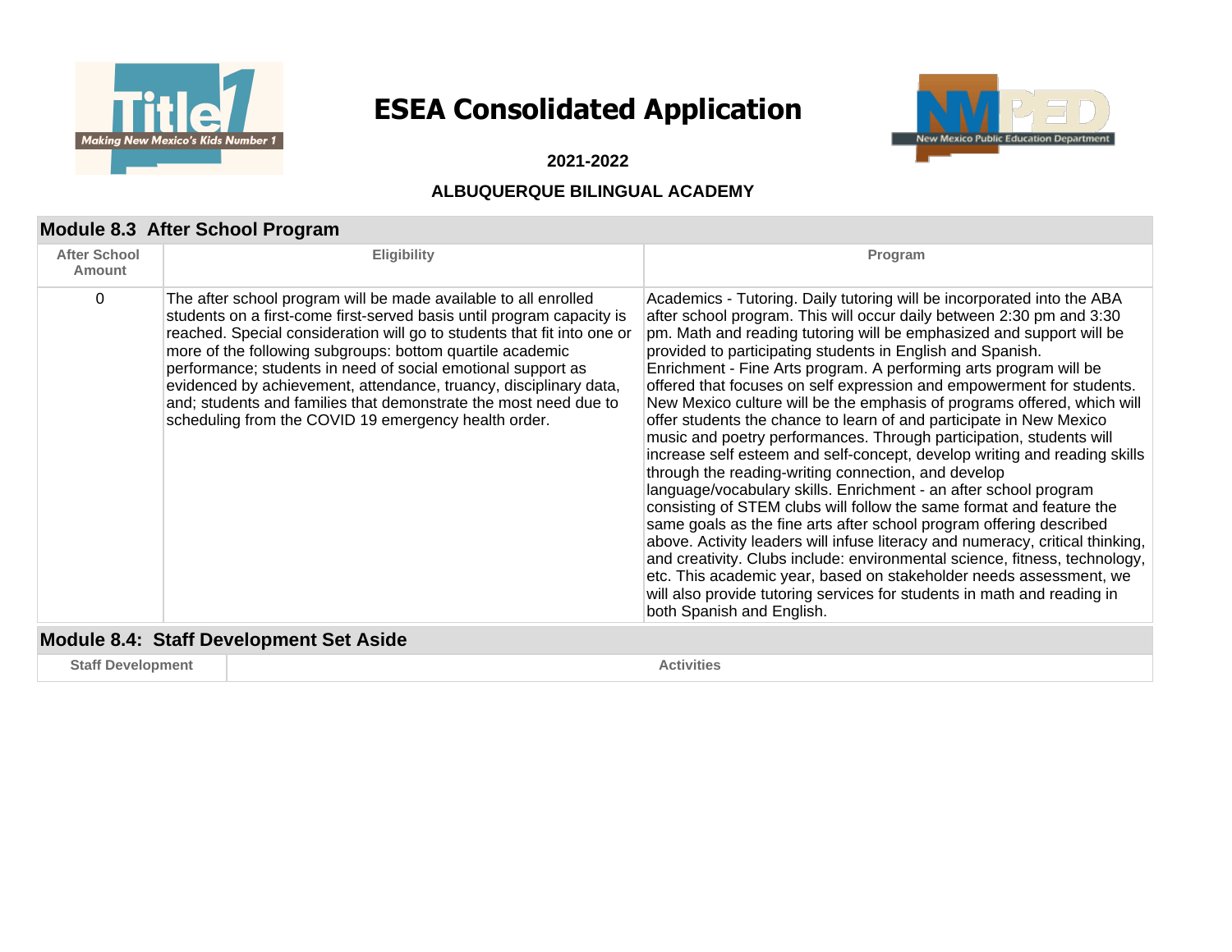# ESEA Consolidated Application

**2021-2022**

**ALBUQUERQUE BILINGUAL ACADEMY**

## Module 8.3 After School Program

| After School Amount | Eligibility | Program |
|---|---|---|
| 0 | The after school program will be made available to all enrolled students on a first-come first-served basis until program capacity is reached. Special consideration will go to students that fit into one or more of the following subgroups: bottom quartile academic performance; students in need of social emotional support as evidenced by achievement, attendance, truancy, disciplinary data, and; students and families that demonstrate the most need due to scheduling from the COVID 19 emergency health order. | Academics - Tutoring. Daily tutoring will be incorporated into the ABA after school program. This will occur daily between 2:30 pm and 3:30 pm. Math and reading tutoring will be emphasized and support will be provided to participating students in English and Spanish. Enrichment - Fine Arts program. A performing arts program will be offered that focuses on self expression and empowerment for students. New Mexico culture will be the emphasis of programs offered, which will offer students the chance to learn of and participate in New Mexico music and poetry performances. Through participation, students will increase self esteem and self-concept, develop writing and reading skills through the reading-writing connection, and develop language/vocabulary skills. Enrichment - an after school program consisting of STEM clubs will follow the same format and feature the same goals as the fine arts after school program offering described above. Activity leaders will infuse literacy and numeracy, critical thinking, and creativity. Clubs include: environmental science, fitness, technology, etc. This academic year, based on stakeholder needs assessment, we will also provide tutoring services for students in math and reading in both Spanish and English. |

## Module 8.4: Staff Development Set Aside

| Staff Development | Activities |
|---|---|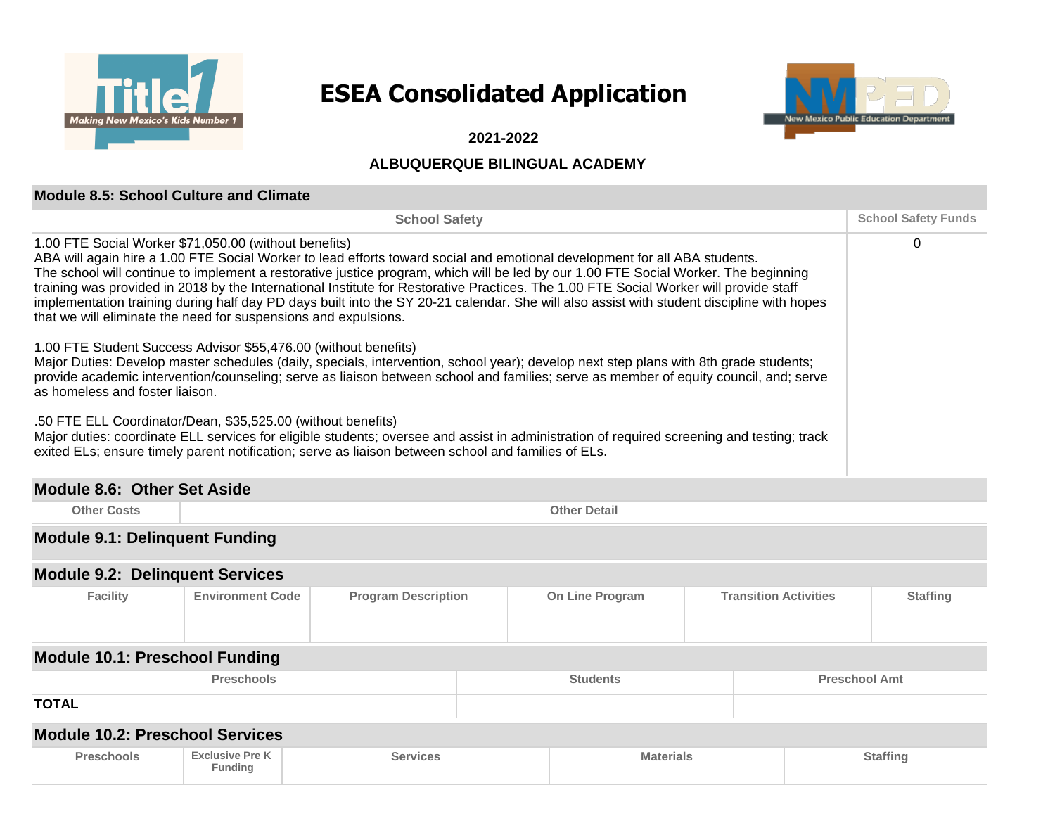# ESEA Consolidated Application

**2021-2022**

**ALBUQUERQUE BILINGUAL ACADEMY**

## Module 8.5: School Culture and Climate

| School Safety | School Safety Funds |
| --- | --- |
| 1.00 FTE Social Worker $71,050.00 (without benefits)<br>ABA will again hire a 1.00 FTE Social Worker to lead efforts toward social and emotional development for all ABA students.<br>The school will continue to implement a restorative justice program, which will be led by our 1.00 FTE Social Worker. The beginning training was provided in 2018 by the International Institute for Restorative Practices. The 1.00 FTE Social Worker will provide staff implementation training during half day PD days built into the SY 20-21 calendar. She will also assist with student discipline with hopes that we will eliminate the need for suspensions and expulsions.<br><br>1.00 FTE Student Success Advisor $55,476.00 (without benefits)<br>Major Duties: Develop master schedules (daily, specials, intervention, school year); develop next step plans with 8th grade students; provide academic intervention/counseling; serve as liaison between school and families; serve as member of equity council, and; serve as homeless and foster liaison.<br><br>.50 FTE ELL Coordinator/Dean, $35,525.00 (without benefits)<br>Major duties: coordinate ELL services for eligible students; oversee and assist in administration of required screening and testing; track exited ELs; ensure timely parent notification; serve as liaison between school and families of ELs. | 0 |

## Module 8.6: Other Set Aside

| Other Costs | Other Detail |
| --- | --- |

## Module 9.1: Delinquent Funding

## Module 9.2: Delinquent Services

| Facility | Environment Code | Program Description | On Line Program | Transition Activities | Staffing |
| --- | --- | --- | --- | --- | --- |

## Module 10.1: Preschool Funding

| Preschools | Students | Preschool Amt |
| --- | --- | --- |
| **TOTAL** | | |

## Module 10.2: Preschool Services

| Preschools | Exclusive Pre K Funding | Services | Materials | Staffing |
| --- | --- | --- | --- | --- |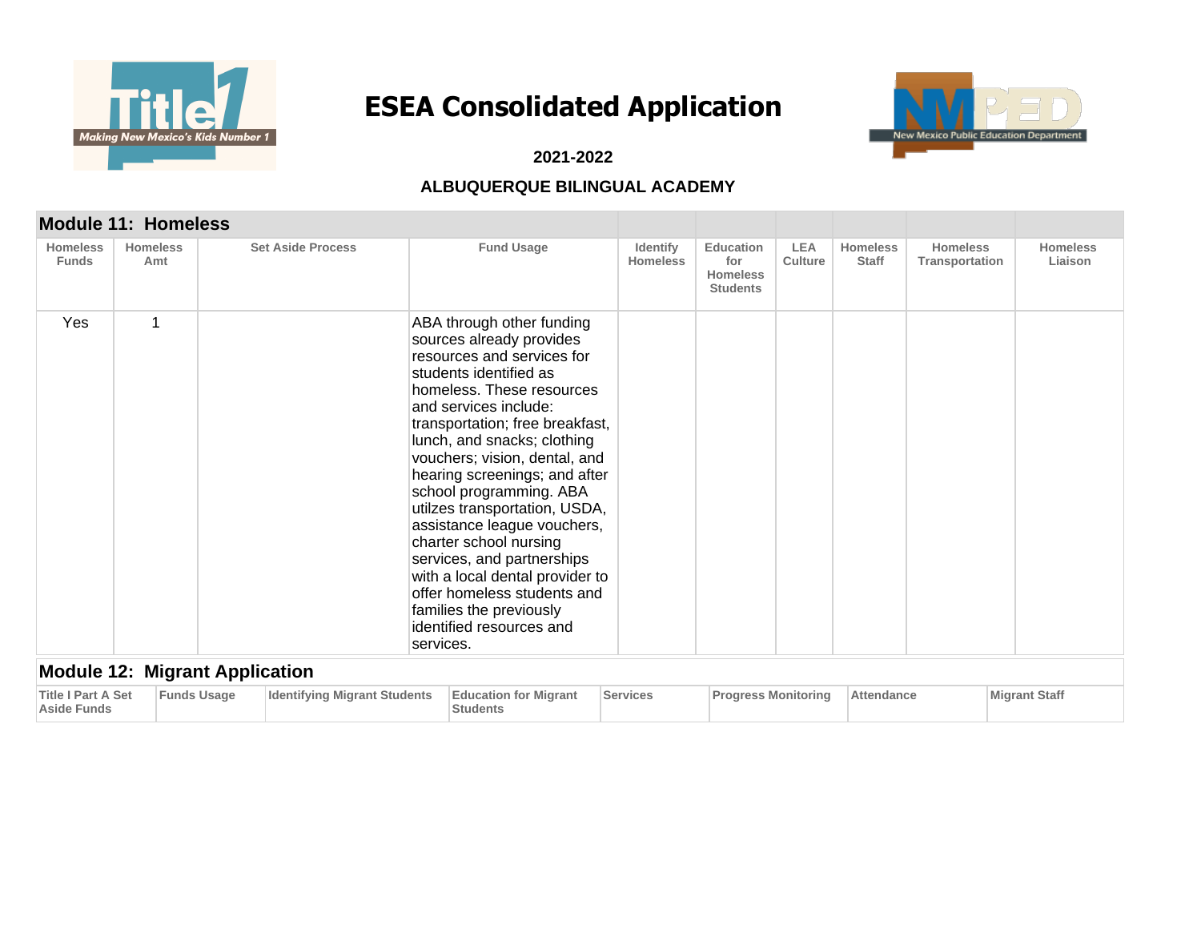# ESEA Consolidated Application

**2021-2022**

**ALBUQUERQUE BILINGUAL ACADEMY**

## Module 11: Homeless

| Homeless Funds | Homeless Amt | Set Aside Process | Fund Usage | Identify Homeless | Education for Homeless Students | LEA Culture | Homeless Staff | Homeless Transportation | Homeless Liaison |
|---|---|---|---|---|---|---|---|---|---|
| Yes | 1 | | ABA through other funding sources already provides resources and services for students identified as homeless. These resources and services include: transportation; free breakfast, lunch, and snacks; clothing vouchers; vision, dental, and hearing screenings; and after school programming. ABA utilzes transportation, USDA, assistance league vouchers, charter school nursing services, and partnerships with a local dental provider to offer homeless students and families the previously identified resources and services. | | | | | | |

## Module 12: Migrant Application

| Title I Part A Set Aside Funds | Funds Usage | Identifying Migrant Students | Education for Migrant Students | Services | Progress Monitoring | Attendance | Migrant Staff |
|---|---|---|---|---|---|---|---|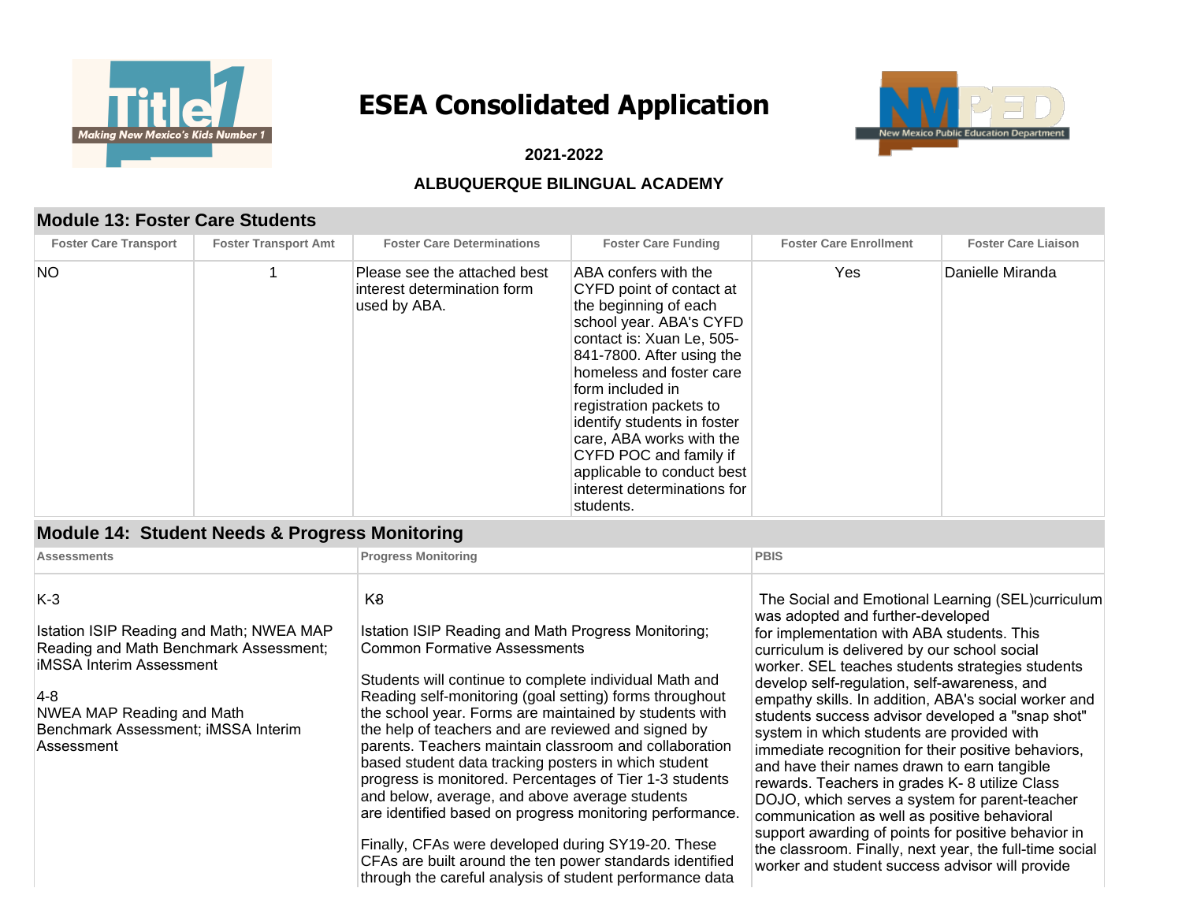# ESEA Consolidated Application

**2021-2022**

**ALBUQUERQUE BILINGUAL ACADEMY**

## Module 13: Foster Care Students

| Foster Care Transport | Foster Transport Amt | Foster Care Determinations | Foster Care Funding | Foster Care Enrollment | Foster Care Liaison |
|---|---|---|---|---|---|
| NO | 1 | Please see the attached best interest determination form used by ABA. | ABA confers with the CYFD point of contact at the beginning of each school year. ABA's CYFD contact is: Xuan Le, 505-841-7800. After using the homeless and foster care form included in registration packets to identify students in foster care, ABA works with the CYFD POC and family if applicable to conduct best interest determinations for students. | Yes | Danielle Miranda |

## Module 14: Student Needs & Progress Monitoring

| Assessments | Progress Monitoring | PBIS |
|---|---|---|
| K-3<br><br>Istation ISIP Reading and Math; NWEA MAP Reading and Math Benchmark Assessment; iMSSA Interim Assessment<br><br>4-8<br>NWEA MAP Reading and Math Benchmark Assessment; iMSSA Interim Assessment | K8<br><br>Istation ISIP Reading and Math Progress Monitoring; Common Formative Assessments<br><br>Students will continue to complete individual Math and Reading self-monitoring (goal setting) forms throughout the school year. Forms are maintained by students with the help of teachers and are reviewed and signed by parents. Teachers maintain classroom and collaboration based student data tracking posters in which student progress is monitored. Percentages of Tier 1-3 students and below, average, and above average students are identified based on progress monitoring performance.<br><br>Finally, CFAs were developed during SY19-20. These CFAs are built around the ten power standards identified through the careful analysis of student performance data | The Social and Emotional Learning (SEL)curriculum was adopted and further-developed for implementation with ABA students. This curriculum is delivered by our school social worker. SEL teaches students strategies students develop self-regulation, self-awareness, and empathy skills. In addition, ABA's social worker and students success advisor developed a "snap shot" system in which students are provided with immediate recognition for their positive behaviors, and have their names drawn to earn tangible rewards. Teachers in grades K- 8 utilize Class DOJO, which serves a system for parent-teacher communication as well as positive behavioral support awarding of points for positive behavior in the classroom. Finally, next year, the full-time social worker and student success advisor will provide |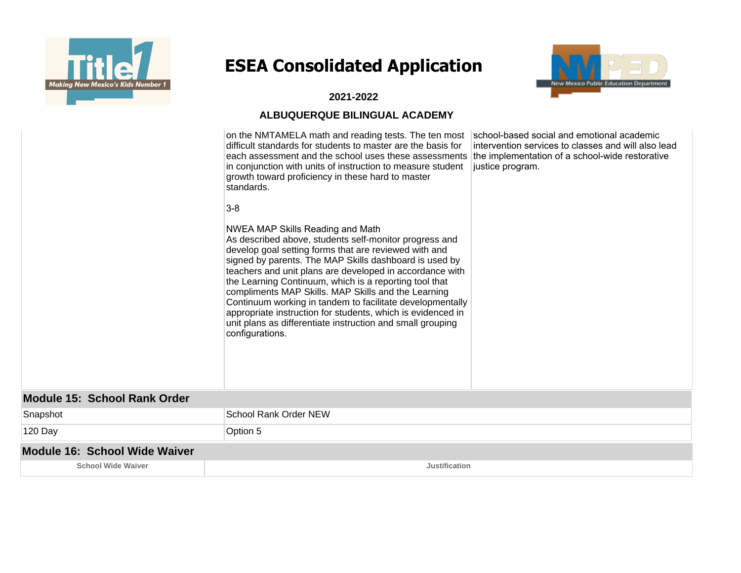| | | |
|---|---|---|
| | on the NMTAMELA math and reading tests. The ten most difficult standards for students to master are the basis for each assessment and the school uses these assessments in conjunction with units of instruction to measure student growth toward proficiency in these hard to master standards.<br><br>3-8<br><br>NWEA MAP Skills Reading and Math<br>As described above, students self-monitor progress and develop goal setting forms that are reviewed with and signed by parents. The MAP Skills dashboard is used by teachers and unit plans are developed in accordance with the Learning Continuum, which is a reporting tool that compliments MAP Skills. MAP Skills and the Learning Continuum working in tandem to facilitate developmentally appropriate instruction for students, which is evidenced in unit plans as differentiate instruction and small grouping configurations. | school-based social and emotional academic intervention services to classes and will also lead the implementation of a school-wide restorative justice program. |

## Module 15: School Rank Order

| | |
|---|---|
| Snapshot | School Rank Order NEW |
| 120 Day | Option 5 |

## Module 16: School Wide Waiver

| School Wide Waiver | Justification |
|---|---|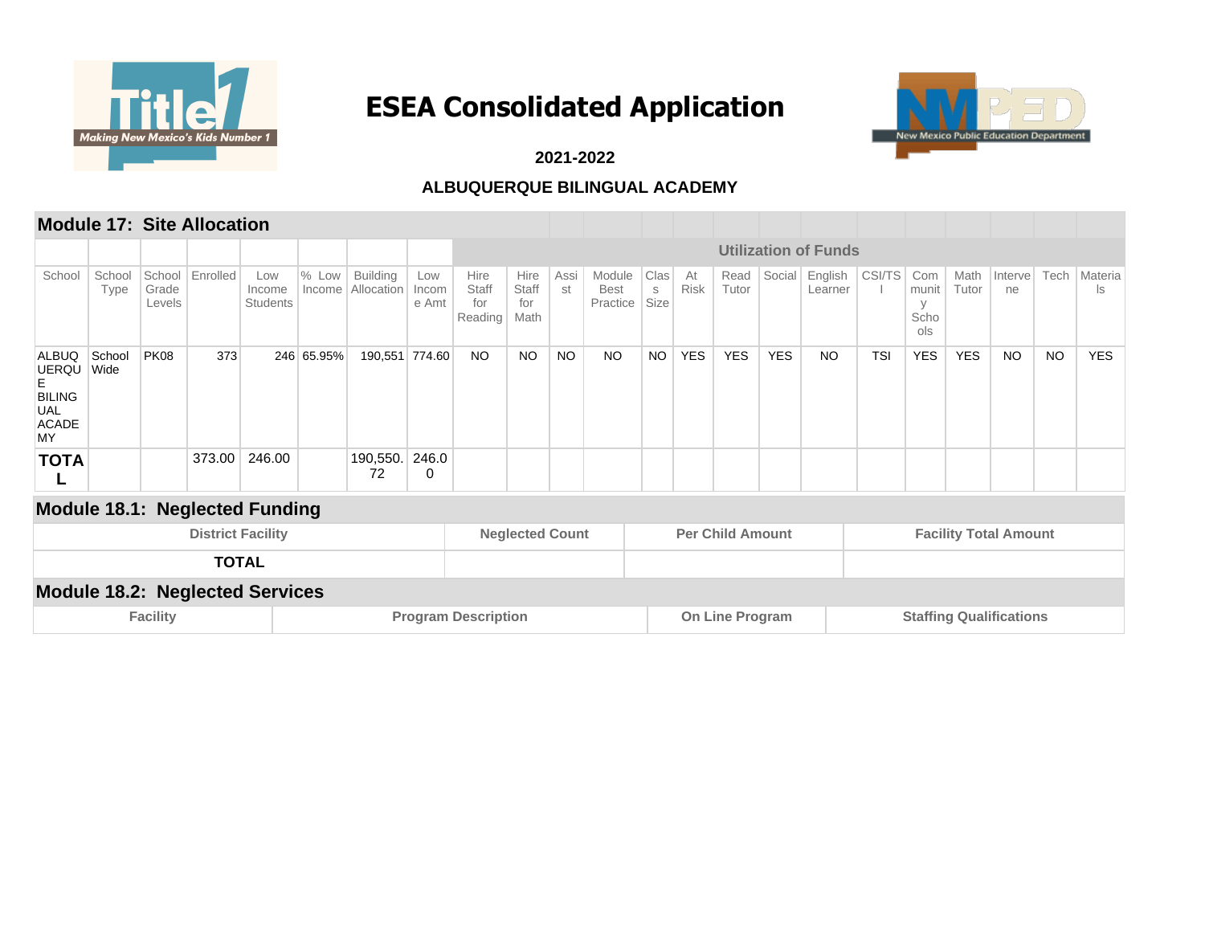# ESESA Consolidated Application

**2021-2022**

**ALBUQUERQUE BILINGUAL ACADEMY**

## Module 17: Site Allocation

| School | School Type | School Grade Levels | Enrolled | Low Income Students | % Low Income | Building Allocation | Low Income Amt | Utilization of Funds | | | | | | | | | | | | | | |
|---|---|---|---|---|---|---|---|---|---|---|---|---|---|---|---|---|---|---|---|---|---|---|
| | | | | | | | | Hire Staff for Reading | Hire Staff for Math | Assist | Module Best Practice | Class Size | At Risk | Read Tutor | Social | English Learner | CSI/TSI | Community Schools | Math Tutor | Intervene | Tech | Materials |
| ALBUQUERQUE BILINGUAL ACADEMY | School Wide | PK08 | 373 | 246 | 65.95% | 190,551 | 774.60 | NO | NO | NO | NO | NO | YES | YES | YES | NO | TSI | YES | YES | NO | NO | YES |
| **TOTAL** | | | 373.00 | 246.00 | | 190,550.72 | 246.00 | | | | | | | | | | | | | | | |

## Module 18.1: Neglected Funding

| District Facility | Neglected Count | Per Child Amount | Facility Total Amount |
|---|---|---|---|
| **TOTAL** | | | |

## Module 18.2: Neglected Services

| Facility | Program Description | On Line Program | Staffing Qualifications |
|---|---|---|---|